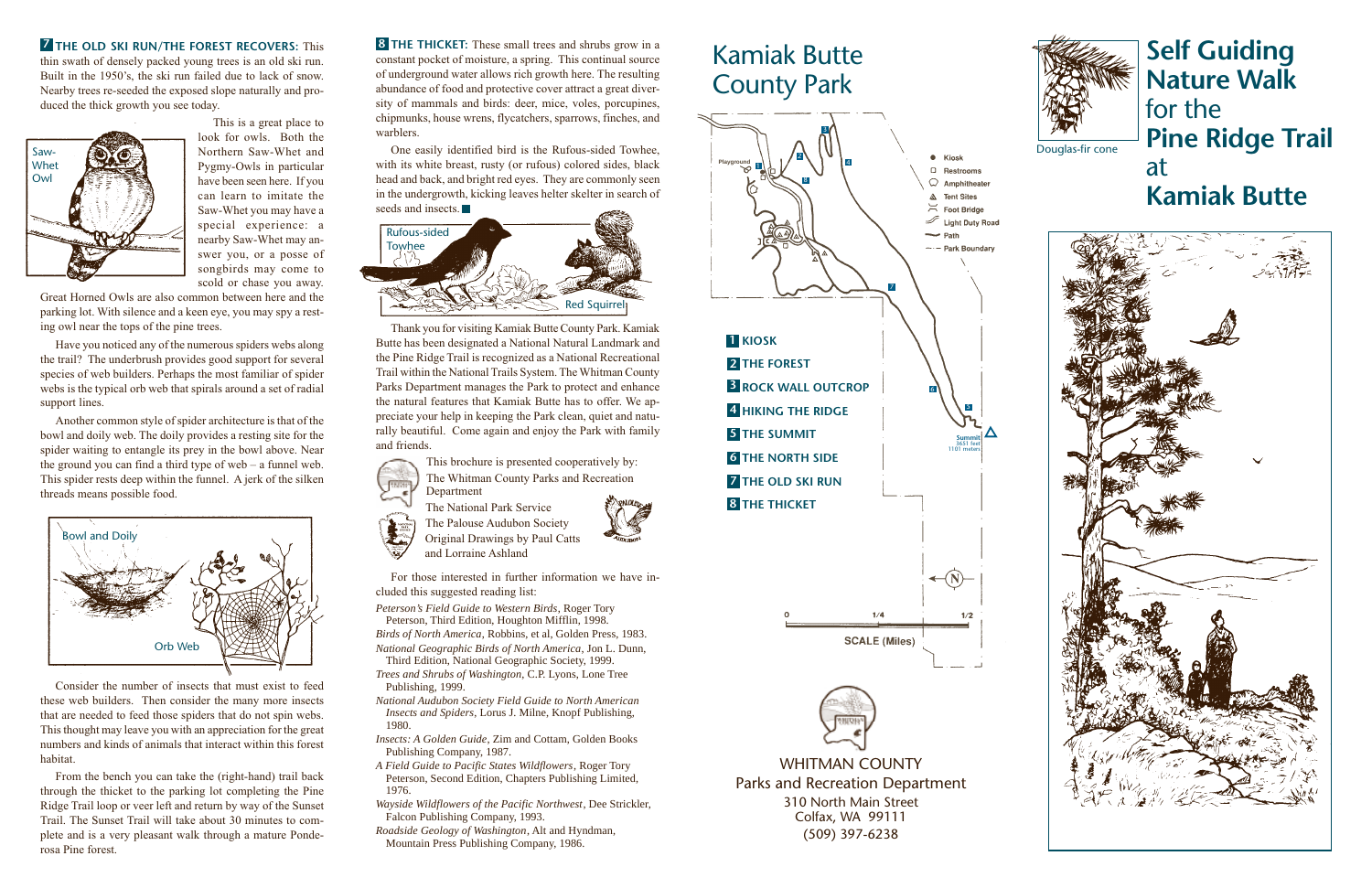**7 THE OLD SKI RUN/THE FOREST RECOVERS:** This thin swath of densely packed young trees is an old ski run. Built in the 1950's, the ski run failed due to lack of snow. Nearby trees re-seeded the exposed slope naturally and produced the thick growth you see today.

Saw-Whet Owl

This is a great place to look for owls. Both the Northern Saw-Whet and Pygmy-Owls in particular have been seen here. If you can learn to imitate the Saw-Whet you may have a special experience: a nearby Saw-Whet may answer you, or a posse of songbirds may come to scold or chase you away. Great Horned Owls are also common between here and the parking lot. With silence and a keen eye, you may spy a resting owl near the tops of the pine trees.

Have you noticed any of the numerous spiders webs along the trail? The underbrush provides good support for several species of web builders. Perhaps the most familiar of spider webs is the typical orb web that spirals around a set of radial support lines.

Another common style of spider architecture is that of the bowl and doily web. The doily provides a resting site for the spider waiting to entangle its prey in the bowl above. Near the ground you can find a third type of web – a funnel web. This spider rests deep within the funnel. A jerk of the silken threads means possible food.

Bowl and Doily

Orb Web

Consider the number of insects that must exist to feed these web builders. Then consider the many more insects that are needed to feed those spiders that do not spin webs. This thought may leave you with an appreciation for the great numbers and kinds of animals that interact within this forest habitat.

From the bench you can take the (right-hand) trail back through the thicket to the parking lot completing the Pine Ridge Trail loop or veer left and return by way of the Sunset Trail. The Sunset Trail will take about 30 minutes to complete and is a very pleasant walk through a mature Ponderosa Pine forest.

**8 THE THICKET:** These small trees and shrubs grow in a constant pocket of moisture, a spring. This continual source of underground water allows rich growth here. The resulting abundance of food and protective cover attract a great diversity of mammals and birds: deer, mice, voles, porcupines, chipmunks, house wrens, flycatchers, sparrows, finches, and warblers.

One easily identified bird is the Rufous-sided Towhee, with its white breast, rusty (or rufous) colored sides, black head and back, and bright red eyes. They are commonly seen in the undergrowth, kicking leaves helter skelter in search of seeds and insects. ■

Rufous-sided Towhee

Red Squirrel

Thank you for visiting Kamiak Butte County Park. Kamiak Butte has been designated a National Natural Landmark and the Pine Ridge Trail is recognized as a National Recreational Trail within the National Trails System. The Whitman County Parks Department manages the Park to protect and enhance the natural features that Kamiak Butte has to offer. We appreciate your help in keeping the Park clean, quiet and naturally beautiful. Come again and enjoy the Park with family and friends.

This brochure is presented cooperatively by:
The Whitman County Parks and Recreation Department
The National Park Service
The Palouse Audubon Society
Original Drawings by Paul Catts and Lorraine Ashland

For those interested in further information we have included this suggested reading list:

*Peterson's Field Guide to Western Birds*, Roger Tory Peterson, Third Edition, Houghton Mifflin, 1998.

*Birds of North America*, Robbins, et al, Golden Press, 1983.

*National Geographic Birds of North America*, Jon L. Dunn, Third Edition, National Geographic Society, 1999.

*Trees and Shrubs of Washington*, C.P. Lyons, Lone Tree Publishing, 1999.

*National Audubon Society Field Guide to North American Insects and Spiders*, Lorus J. Milne, Knopf Publishing, 1980.

*Insects: A Golden Guide*, Zim and Cottam, Golden Books Publishing Company, 1987.

*A Field Guide to Pacific States Wildflowers*, Roger Tory Peterson, Second Edition, Chapters Publishing Limited, 1976.

*Wayside Wildflowers of the Pacific Northwest*, Dee Strickler, Falcon Publishing Company, 1993.

*Roadside Geology of Washington*, Alt and Hyndman, Mountain Press Publishing Company, 1986.

# Kamiak Butte County Park

Playground

- Kiosk
- Restrooms
- Amphitheater
- Tent Sites
- Foot Bridge
- Light Duty Road
- Path
- Park Boundary

1 KIOSK
2 THE FOREST
3 ROCK WALL OUTCROP
4 HIKING THE RIDGE
5 THE SUMMIT
6 THE NORTH SIDE
7 THE OLD SKI RUN
8 THE THICKET

Summit 3651 feet 1101 meters

N

0 — 1/4 — 1/2
SCALE (Miles)

WHITMAN COUNTY
Parks and Recreation Department
310 North Main Street
Colfax, WA 99111
(509) 397-6238

Douglas-fir cone

# Self Guiding Nature Walk for the Pine Ridge Trail at Kamiak Butte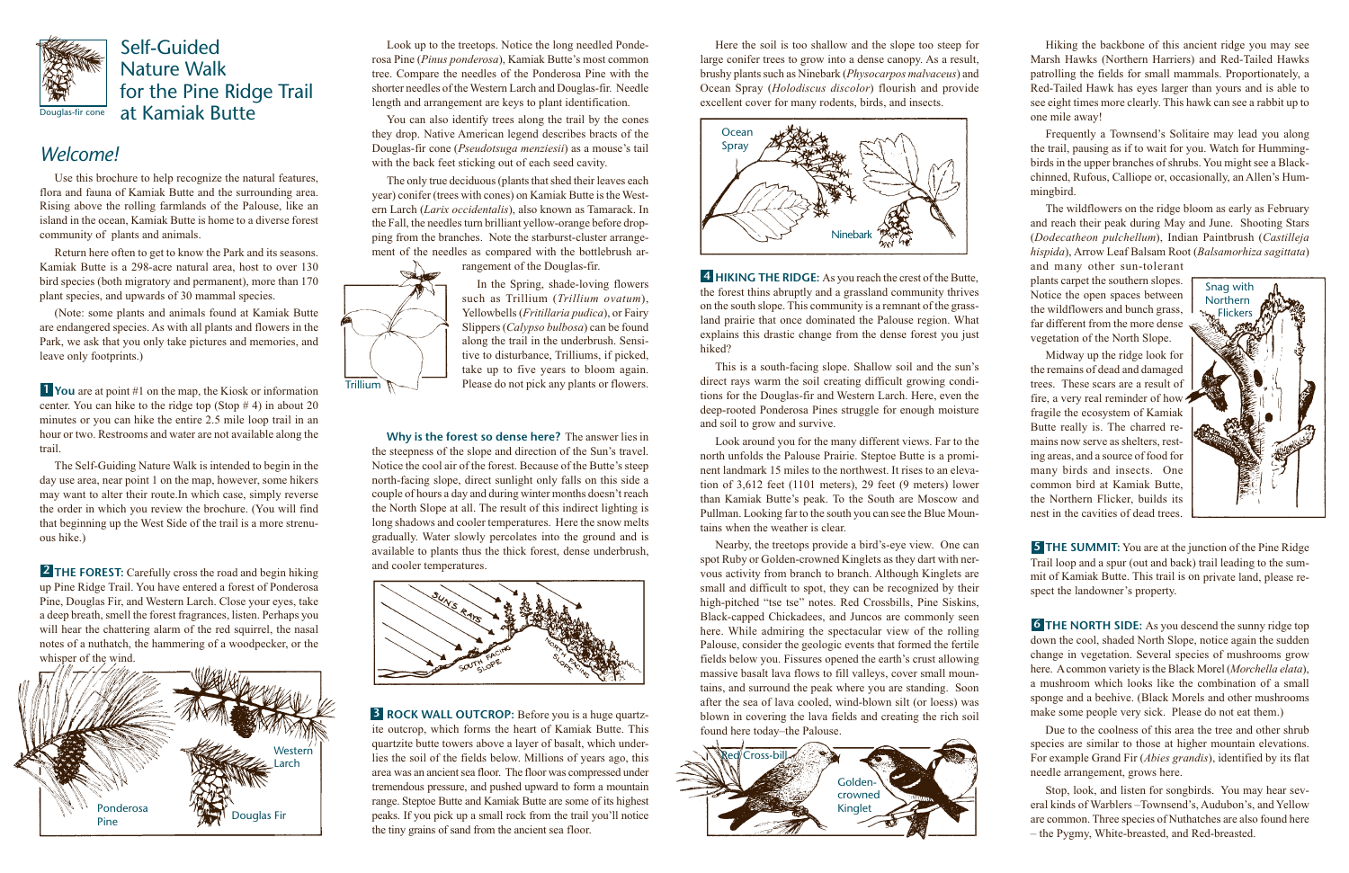# Self-Guided Nature Walk for the Pine Ridge Trail at Kamiak Butte

Douglas-fir cone

## *Welcome!*

Use this brochure to help recognize the natural features, flora and fauna of Kamiak Butte and the surrounding area. Rising above the rolling farmlands of the Palouse, like an island in the ocean, Kamiak Butte is home to a diverse forest community of plants and animals.

Return here often to get to know the Park and its seasons. Kamiak Butte is a 298-acre natural area, host to over 130 bird species (both migratory and permanent), more than 170 plant species, and upwards of 30 mammal species.

(Note: some plants and animals found at Kamiak Butte are endangered species. As with all plants and flowers in the Park, we ask that you only take pictures and memories, and leave only footprints.)

**1 You** are at point #1 on the map, the Kiosk or information center. You can hike to the ridge top (Stop # 4) in about 20 minutes or you can hike the entire 2.5 mile loop trail in an hour or two. Restrooms and water are not available along the trail.

The Self-Guiding Nature Walk is intended to begin in the day use area, near point 1 on the map, however, some hikers may want to alter their route.In which case, simply reverse the order in which you review the brochure. (You will find that beginning up the West Side of the trail is a more strenuous hike.)

**2 THE FOREST:** Carefully cross the road and begin hiking up Pine Ridge Trail. You have entered a forest of Ponderosa Pine, Douglas Fir, and Western Larch. Close your eyes, take a deep breath, smell the forest fragrances, listen. Perhaps you will hear the chattering alarm of the red squirrel, the nasal notes of a nuthatch, the hammering of a woodpecker, or the whisper of the wind.

Ponderosa Pine

Western Larch

Douglas Fir

Look up to the treetops. Notice the long needled Ponderosa Pine (*Pinus ponderosa*), Kamiak Butte's most common tree. Compare the needles of the Ponderosa Pine with the shorter needles of the Western Larch and Douglas-fir. Needle length and arrangement are keys to plant identification.

You can also identify trees along the trail by the cones they drop. Native American legend describes bracts of the Douglas-fir cone (*Pseudotsuga menziesii*) as a mouse's tail with the back feet sticking out of each seed cavity.

The only true deciduous (plants that shed their leaves each year) conifer (trees with cones) on Kamiak Butte is the Western Larch (*Larix occidentalis*), also known as Tamarack. In the Fall, the needles turn brilliant yellow-orange before dropping from the branches. Note the starburst-cluster arrangement of the needles as compared with the bottlebrush arrangement of the Douglas-fir.

In the Spring, shade-loving flowers such as Trillium (*Trillium ovatum*), Yellowbells (*Fritillaria pudica*), or Fairy Slippers (*Calypso bulbosa*) can be found along the trail in the underbrush. Sensitive to disturbance, Trilliums, if picked, take up to five years to bloom again. Please do not pick any plants or flowers.

Trillium

**Why is the forest so dense here?** The answer lies in the steepness of the slope and direction of the Sun's travel. Notice the cool air of the forest. Because of the Butte's steep north-facing slope, direct sunlight only falls on this side a couple of hours a day and during winter months doesn't reach the North Slope at all. The result of this indirect lighting is long shadows and cooler temperatures. Here the snow melts gradually. Water slowly percolates into the ground and is available to plants thus the thick forest, dense underbrush, and cooler temperatures.

SUN'S RAYS
SOUTH FACING SLOPE
NORTH FACING SLOPE

**3 ROCK WALL OUTCROP:** Before you is a huge quartzite outcrop, which forms the heart of Kamiak Butte. This quartzite butte towers above a layer of basalt, which underlies the soil of the fields below. Millions of years ago, this area was an ancient sea floor. The floor was compressed under tremendous pressure, and pushed upward to form a mountain range. Steptoe Butte and Kamiak Butte are some of its highest peaks. If you pick up a small rock from the trail you'll notice the tiny grains of sand from the ancient sea floor.

Here the soil is too shallow and the slope too steep for large conifer trees to grow into a dense canopy. As a result, brushy plants such as Ninebark (*Physocarpos malvaceus*) and Ocean Spray (*Holodiscus discolor*) flourish and provide excellent cover for many rodents, birds, and insects.

Ocean Spray

Ninebark

**4 HIKING THE RIDGE:** As you reach the crest of the Butte, the forest thins abruptly and a grassland community thrives on the south slope. This community is a remnant of the grassland prairie that once dominated the Palouse region. What explains this drastic change from the dense forest you just hiked?

This is a south-facing slope. Shallow soil and the sun's direct rays warm the soil creating difficult growing conditions for the Douglas-fir and Western Larch. Here, even the deep-rooted Ponderosa Pines struggle for enough moisture and soil to grow and survive.

Look around you for the many different views. Far to the north unfolds the Palouse Prairie. Steptoe Butte is a prominent landmark 15 miles to the northwest. It rises to an elevation of 3,612 feet (1101 meters), 29 feet (9 meters) lower than Kamiak Butte's peak. To the South are Moscow and Pullman. Looking far to the south you can see the Blue Mountains when the weather is clear.

Nearby, the treetops provide a bird's-eye view. One can spot Ruby or Golden-crowned Kinglets as they dart with nervous activity from branch to branch. Although Kinglets are small and difficult to spot, they can be recognized by their high-pitched "tse tse" notes. Red Crossbills, Pine Siskins, Black-capped Chickadees, and Juncos are commonly seen here. While admiring the spectacular view of the rolling Palouse, consider the geologic events that formed the fertile fields below you. Fissures opened the earth's crust allowing massive basalt lava flows to fill valleys, cover small mountains, and surround the peak where you are standing. Soon after the sea of lava cooled, wind-blown silt (or loess) was blown in covering the lava fields and creating the rich soil found here today–the Palouse.

Red Cross-bill

Golden-crowned Kinglet

Hiking the backbone of this ancient ridge you may see Marsh Hawks (Northern Harriers) and Red-Tailed Hawks patrolling the fields for small mammals. Proportionately, a Red-Tailed Hawk has eyes larger than yours and is able to see eight times more clearly. This hawk can see a rabbit up to one mile away!

Frequently a Townsend's Solitaire may lead you along the trail, pausing as if to wait for you. Watch for Hummingbirds in the upper branches of shrubs. You might see a Black-chinned, Rufous, Calliope or, occasionally, an Allen's Hummingbird.

The wildflowers on the ridge bloom as early as February and reach their peak during May and June. Shooting Stars (*Dodecatheon pulchellum*), Indian Paintbrush (*Castilleja hispida*), Arrow Leaf Balsam Root (*Balsamorhiza sagittata*) and many other sun-tolerant plants carpet the southern slopes. Notice the open spaces between the wildflowers and bunch grass, far different from the more dense vegetation of the North Slope.

Midway up the ridge look for the remains of dead and damaged trees. These scars are a result of fire, a very real reminder of how fragile the ecosystem of Kamiak Butte really is. The charred remains now serve as shelters, resting areas, and a source of food for many birds and insects. One common bird at Kamiak Butte, the Northern Flicker, builds its nest in the cavities of dead trees.

Snag with Northern Flickers

**5 THE SUMMIT:** You are at the junction of the Pine Ridge Trail loop and a spur (out and back) trail leading to the summit of Kamiak Butte. This trail is on private land, please respect the landowner's property.

**6 THE NORTH SIDE:** As you descend the sunny ridge top down the cool, shaded North Slope, notice again the sudden change in vegetation. Several species of mushrooms grow here. A common variety is the Black Morel (*Morchella elata*), a mushroom which looks like the combination of a small sponge and a beehive. (Black Morels and other mushrooms make some people very sick. Please do not eat them.)

Due to the coolness of this area the tree and other shrub species are similar to those at higher mountain elevations. For example Grand Fir (*Abies grandis*), identified by its flat needle arrangement, grows here.

Stop, look, and listen for songbirds. You may hear several kinds of Warblers –Townsend's, Audubon's, and Yellow are common. Three species of Nuthatches are also found here – the Pygmy, White-breasted, and Red-breasted.